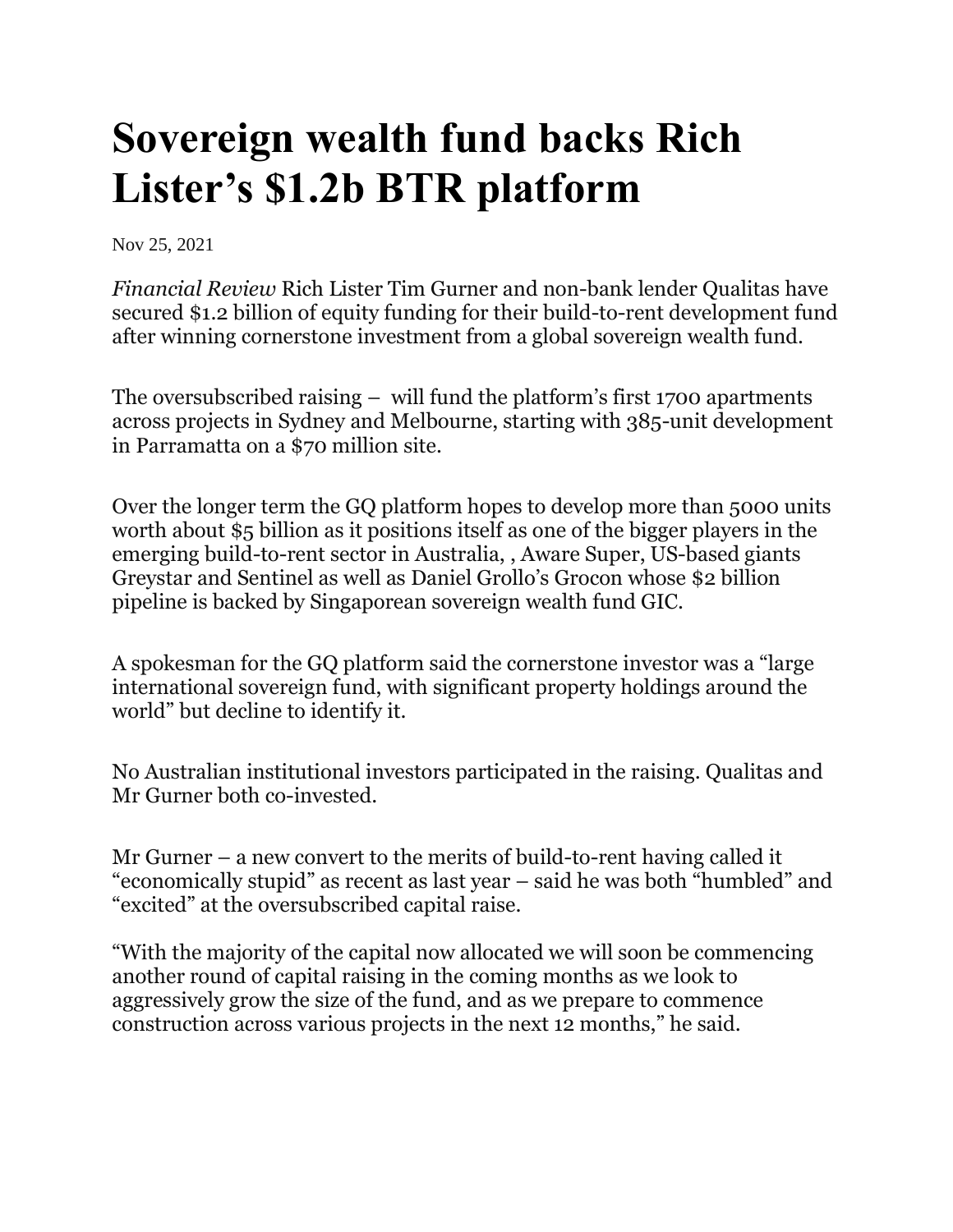# Sovereign wealth fund backs Rich Lister's $1.2b BTR platform

Nov 25, 2021

*Financial Review* Rich Lister Tim Gurner and non-bank lender Qualitas have secured $1.2 billion of equity funding for their build-to-rent development fund after winning cornerstone investment from a global sovereign wealth fund.

The oversubscribed raising – will fund the platform's first 1700 apartments across projects in Sydney and Melbourne, starting with 385-unit development in Parramatta on a $70 million site.

Over the longer term the GQ platform hopes to develop more than 5000 units worth about $5 billion as it positions itself as one of the bigger players in the emerging build-to-rent sector in Australia, , Aware Super, US-based giants Greystar and Sentinel as well as Daniel Grollo's Grocon whose $2 billion pipeline is backed by Singaporean sovereign wealth fund GIC.

A spokesman for the GQ platform said the cornerstone investor was a "large international sovereign fund, with significant property holdings around the world" but decline to identify it.

No Australian institutional investors participated in the raising. Qualitas and Mr Gurner both co-invested.

Mr Gurner – a new convert to the merits of build-to-rent having called it "economically stupid" as recent as last year – said he was both "humbled" and "excited" at the oversubscribed capital raise.

"With the majority of the capital now allocated we will soon be commencing another round of capital raising in the coming months as we look to aggressively grow the size of the fund, and as we prepare to commence construction across various projects in the next 12 months," he said.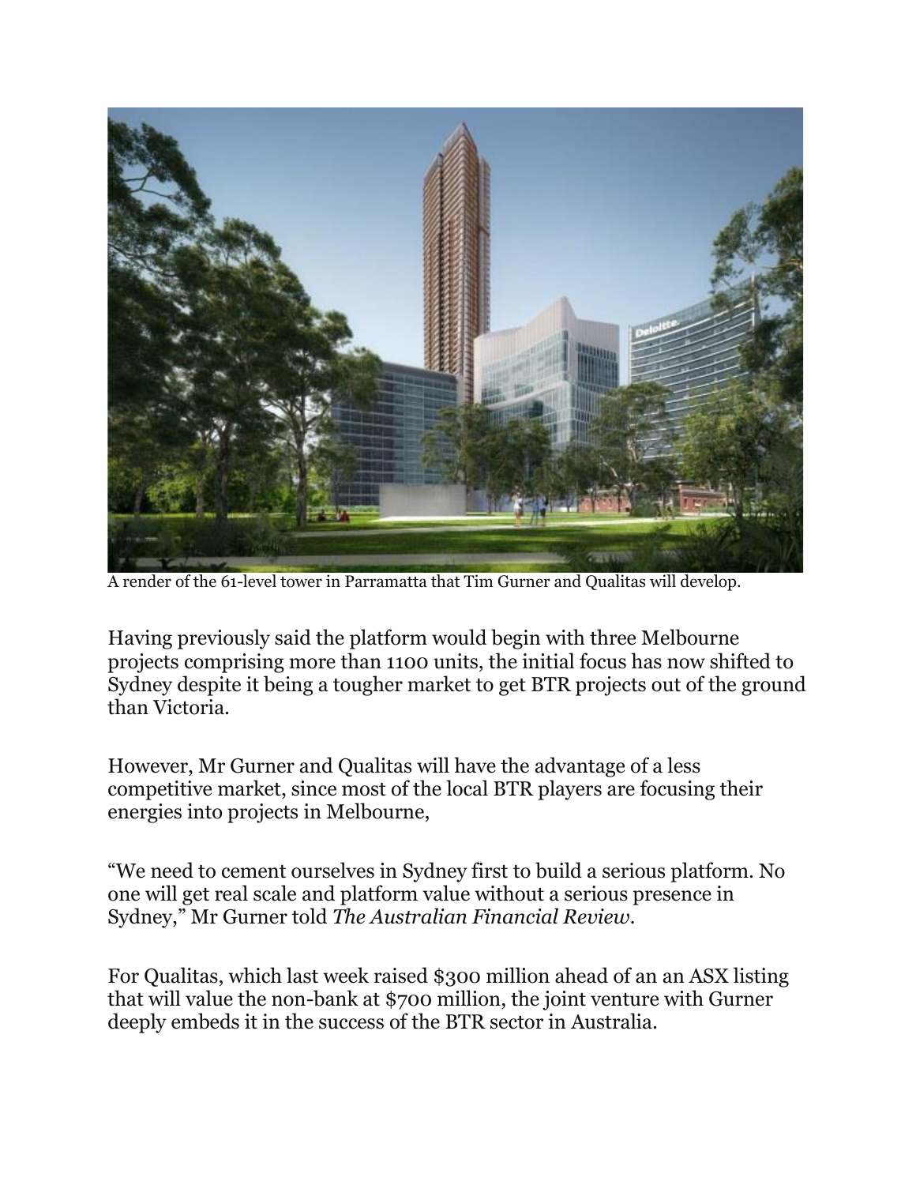A render of the 61-level tower in Parramatta that Tim Gurner and Qualitas will develop.

Having previously said the platform would begin with three Melbourne projects comprising more than 1100 units, the initial focus has now shifted to Sydney despite it being a tougher market to get BTR projects out of the ground than Victoria.

However, Mr Gurner and Qualitas will have the advantage of a less competitive market, since most of the local BTR players are focusing their energies into projects in Melbourne,

"We need to cement ourselves in Sydney first to build a serious platform. No one will get real scale and platform value without a serious presence in Sydney," Mr Gurner told *The Australian Financial Review*.

For Qualitas, which last week raised $300 million ahead of an an ASX listing that will value the non-bank at $700 million, the joint venture with Gurner deeply embeds it in the success of the BTR sector in Australia.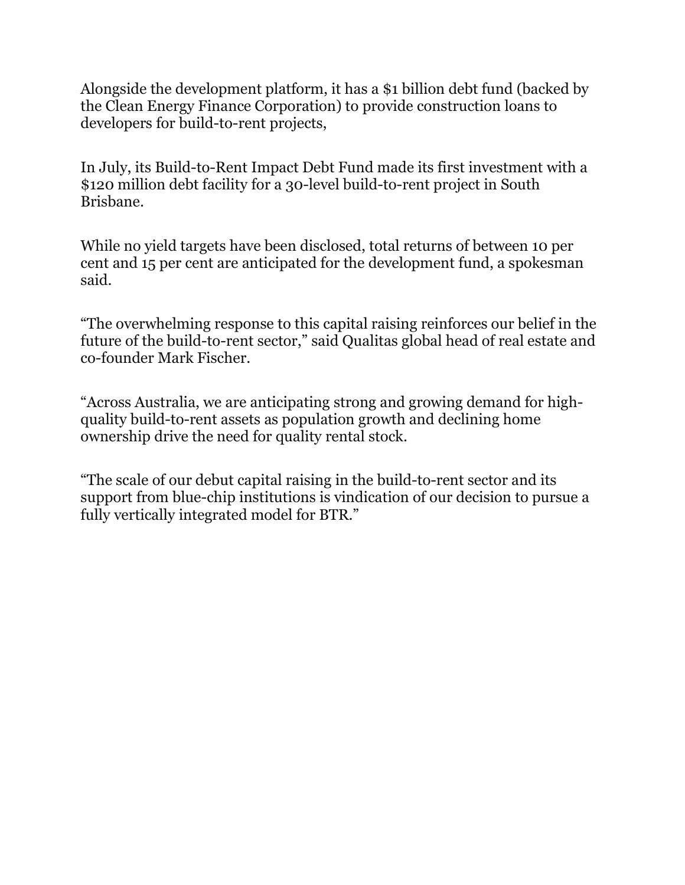Alongside the development platform, it has a $1 billion debt fund (backed by the Clean Energy Finance Corporation) to provide construction loans to developers for build-to-rent projects,

In July, its Build-to-Rent Impact Debt Fund made its first investment with a $120 million debt facility for a 30-level build-to-rent project in South Brisbane.

While no yield targets have been disclosed, total returns of between 10 per cent and 15 per cent are anticipated for the development fund, a spokesman said.

"The overwhelming response to this capital raising reinforces our belief in the future of the build-to-rent sector," said Qualitas global head of real estate and co-founder Mark Fischer.

"Across Australia, we are anticipating strong and growing demand for high-quality build-to-rent assets as population growth and declining home ownership drive the need for quality rental stock.

"The scale of our debut capital raising in the build-to-rent sector and its support from blue-chip institutions is vindication of our decision to pursue a fully vertically integrated model for BTR."